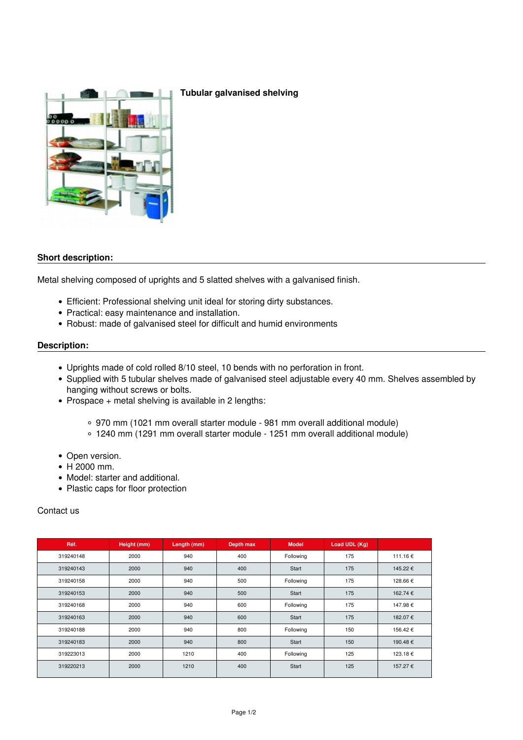# Tubular galvanised shelving

## Short description:

Metal shelving composed of uprights and 5 slatted shelves with a galvanised finish.

- Efficient: Professional shelving unit ideal for storing dirty substances.
- Practical: easy maintenance and installation.
- Robust: made of galvanised steel for difficult and humid environments

## Description:

- Uprights made of cold rolled 8/10 steel, 10 bends with no perforation in front.
- Supplied with 5 tubular shelves made of galvanised steel adjustable every 40 mm. Shelves assembled by hanging without screws or bolts.
- Prospace + metal shelving is available in 2 lengths:
    - 970 mm (1021 mm overall starter module - 981 mm overall additional module)
    - 1240 mm (1291 mm overall starter module - 1251 mm overall additional module)
- Open version.
- H 2000 mm.
- Model: starter and additional.
- Plastic caps for floor protection

Contact us

| Réf. | Height (mm) | Length (mm) | Depth max | Model | Load UDL (Kg) | |
|---|---|---|---|---|---|---|
| 319240148 | 2000 | 940 | 400 | Following | 175 | 111.16 € |
| 319240143 | 2000 | 940 | 400 | Start | 175 | 145.22 € |
| 319240158 | 2000 | 940 | 500 | Following | 175 | 128.66 € |
| 319240153 | 2000 | 940 | 500 | Start | 175 | 162.74 € |
| 319240168 | 2000 | 940 | 600 | Following | 175 | 147.98 € |
| 319240163 | 2000 | 940 | 600 | Start | 175 | 182.07 € |
| 319240188 | 2000 | 940 | 800 | Following | 150 | 156.42 € |
| 319240183 | 2000 | 940 | 800 | Start | 150 | 190.48 € |
| 319223013 | 2000 | 1210 | 400 | Following | 125 | 123.18 € |
| 319220213 | 2000 | 1210 | 400 | Start | 125 | 157.27 € |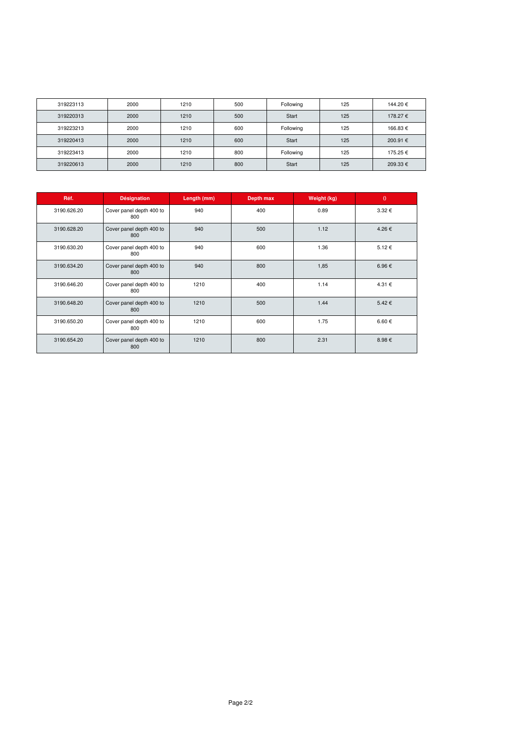| | | | | | | |
|---|---|---|---|---|---|---|
| 319223113 | 2000 | 1210 | 500 | Following | 125 | 144.20 € |
| 319220313 | 2000 | 1210 | 500 | Start | 125 | 178.27 € |
| 319223213 | 2000 | 1210 | 600 | Following | 125 | 166.83 € |
| 319220413 | 2000 | 1210 | 600 | Start | 125 | 200.91 € |
| 319223413 | 2000 | 1210 | 800 | Following | 125 | 175.25 € |
| 319220613 | 2000 | 1210 | 800 | Start | 125 | 209.33 € |

| Réf. | Désignation | Length (mm) | Depth max | Weight (kg) | () |
|---|---|---|---|---|---|
| 3190.626.20 | Cover panel depth 400 to 800 | 940 | 400 | 0.89 | 3.32 € |
| 3190.628.20 | Cover panel depth 400 to 800 | 940 | 500 | 1.12 | 4.26 € |
| 3190.630.20 | Cover panel depth 400 to 800 | 940 | 600 | 1.36 | 5.12 € |
| 3190.634.20 | Cover panel depth 400 to 800 | 940 | 800 | 1,85 | 6.96 € |
| 3190.646.20 | Cover panel depth 400 to 800 | 1210 | 400 | 1.14 | 4.31 € |
| 3190.648.20 | Cover panel depth 400 to 800 | 1210 | 500 | 1.44 | 5.42 € |
| 3190.650.20 | Cover panel depth 400 to 800 | 1210 | 600 | 1.75 | 6.60 € |
| 3190.654.20 | Cover panel depth 400 to 800 | 1210 | 800 | 2.31 | 8.98 € |